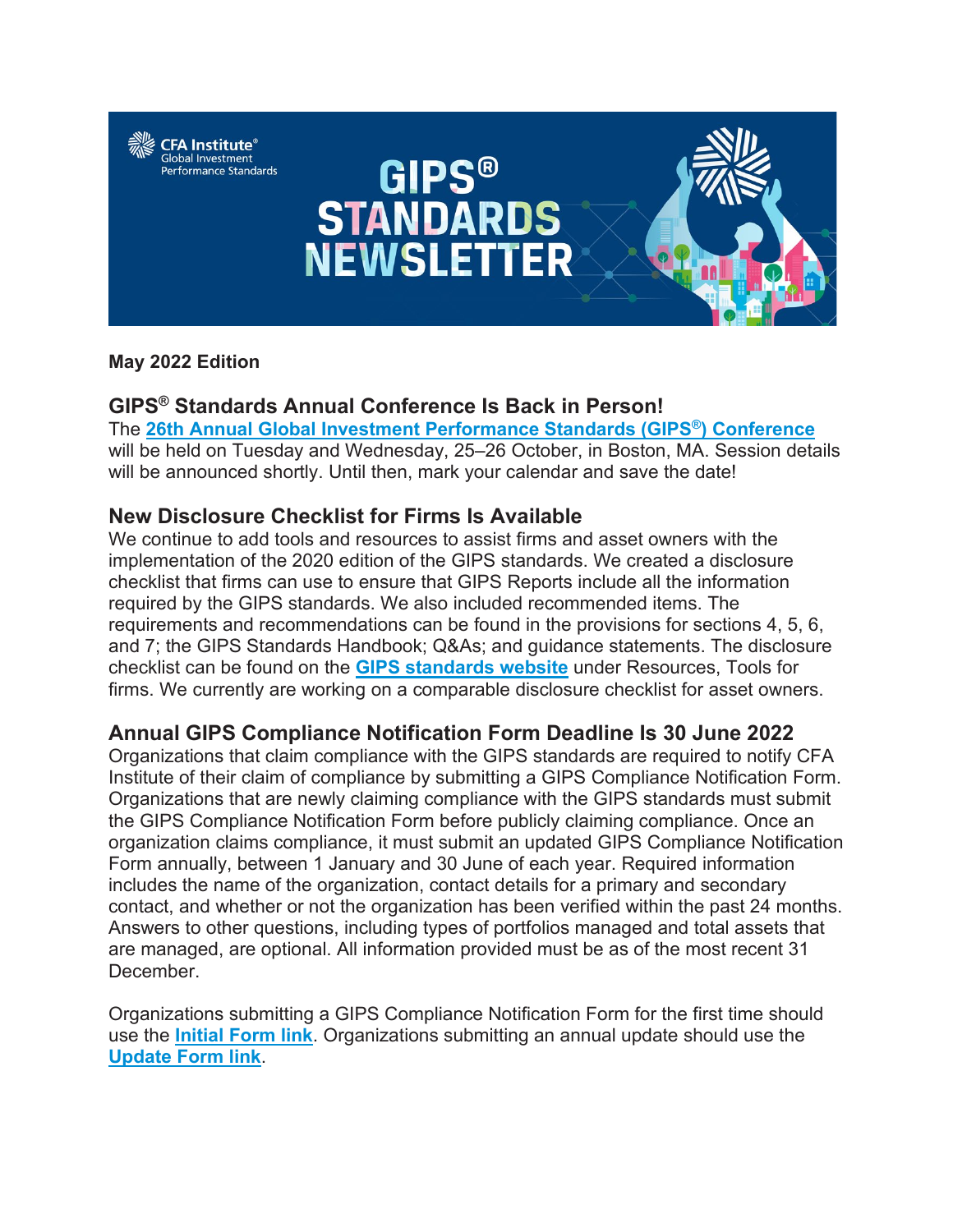# GIPS® STANDARDS NEWSLETTER

**May 2022 Edition**

## GIPS® Standards Annual Conference Is Back in Person!

The **26th Annual Global Investment Performance Standards (GIPS®) Conference** will be held on Tuesday and Wednesday, 25–26 October, in Boston, MA. Session details will be announced shortly. Until then, mark your calendar and save the date!

## New Disclosure Checklist for Firms Is Available

We continue to add tools and resources to assist firms and asset owners with the implementation of the 2020 edition of the GIPS standards. We created a disclosure checklist that firms can use to ensure that GIPS Reports include all the information required by the GIPS standards. We also included recommended items. The requirements and recommendations can be found in the provisions for sections 4, 5, 6, and 7; the GIPS Standards Handbook; Q&As; and guidance statements. The disclosure checklist can be found on the **GIPS standards website** under Resources, Tools for firms. We currently are working on a comparable disclosure checklist for asset owners.

## Annual GIPS Compliance Notification Form Deadline Is 30 June 2022

Organizations that claim compliance with the GIPS standards are required to notify CFA Institute of their claim of compliance by submitting a GIPS Compliance Notification Form. Organizations that are newly claiming compliance with the GIPS standards must submit the GIPS Compliance Notification Form before publicly claiming compliance. Once an organization claims compliance, it must submit an updated GIPS Compliance Notification Form annually, between 1 January and 30 June of each year. Required information includes the name of the organization, contact details for a primary and secondary contact, and whether or not the organization has been verified within the past 24 months. Answers to other questions, including types of portfolios managed and total assets that are managed, are optional. All information provided must be as of the most recent 31 December.

Organizations submitting a GIPS Compliance Notification Form for the first time should use the **Initial Form link**. Organizations submitting an annual update should use the **Update Form link**.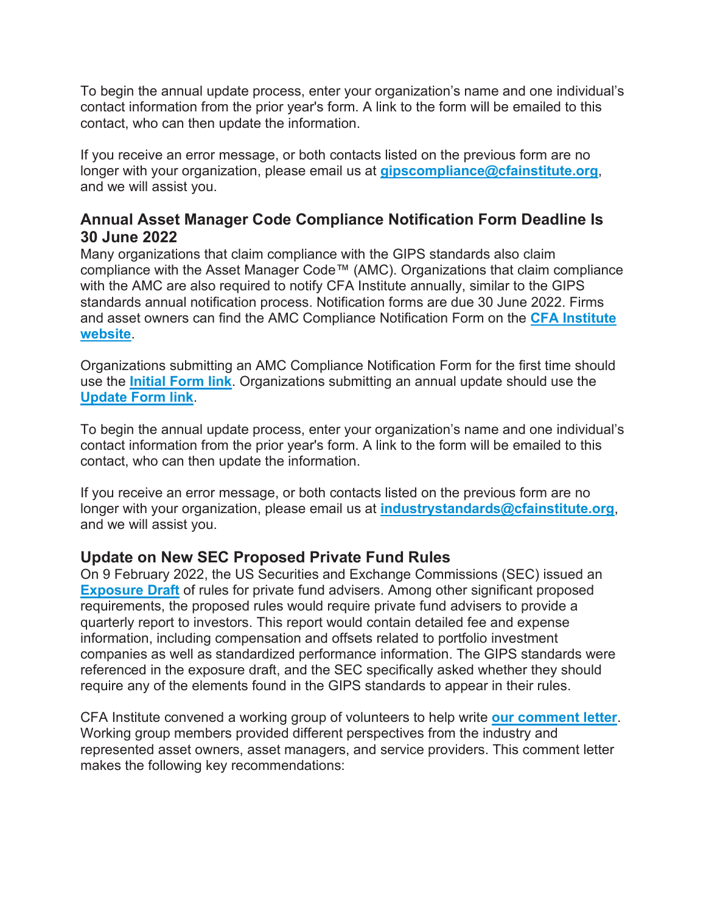To begin the annual update process, enter your organization's name and one individual's contact information from the prior year's form. A link to the form will be emailed to this contact, who can then update the information.

If you receive an error message, or both contacts listed on the previous form are no longer with your organization, please email us at **gipscompliance@cfainstitute.org**, and we will assist you.

### Annual Asset Manager Code Compliance Notification Form Deadline Is 30 June 2022

Many organizations that claim compliance with the GIPS standards also claim compliance with the Asset Manager Code™ (AMC). Organizations that claim compliance with the AMC are also required to notify CFA Institute annually, similar to the GIPS standards annual notification process. Notification forms are due 30 June 2022. Firms and asset owners can find the AMC Compliance Notification Form on the **CFA Institute website**.

Organizations submitting an AMC Compliance Notification Form for the first time should use the **Initial Form link**. Organizations submitting an annual update should use the **Update Form link**.

To begin the annual update process, enter your organization's name and one individual's contact information from the prior year's form. A link to the form will be emailed to this contact, who can then update the information.

If you receive an error message, or both contacts listed on the previous form are no longer with your organization, please email us at **industrystandards@cfainstitute.org**, and we will assist you.

### Update on New SEC Proposed Private Fund Rules

On 9 February 2022, the US Securities and Exchange Commissions (SEC) issued an **Exposure Draft** of rules for private fund advisers. Among other significant proposed requirements, the proposed rules would require private fund advisers to provide a quarterly report to investors. This report would contain detailed fee and expense information, including compensation and offsets related to portfolio investment companies as well as standardized performance information. The GIPS standards were referenced in the exposure draft, and the SEC specifically asked whether they should require any of the elements found in the GIPS standards to appear in their rules.

CFA Institute convened a working group of volunteers to help write **our comment letter**. Working group members provided different perspectives from the industry and represented asset owners, asset managers, and service providers. This comment letter makes the following key recommendations: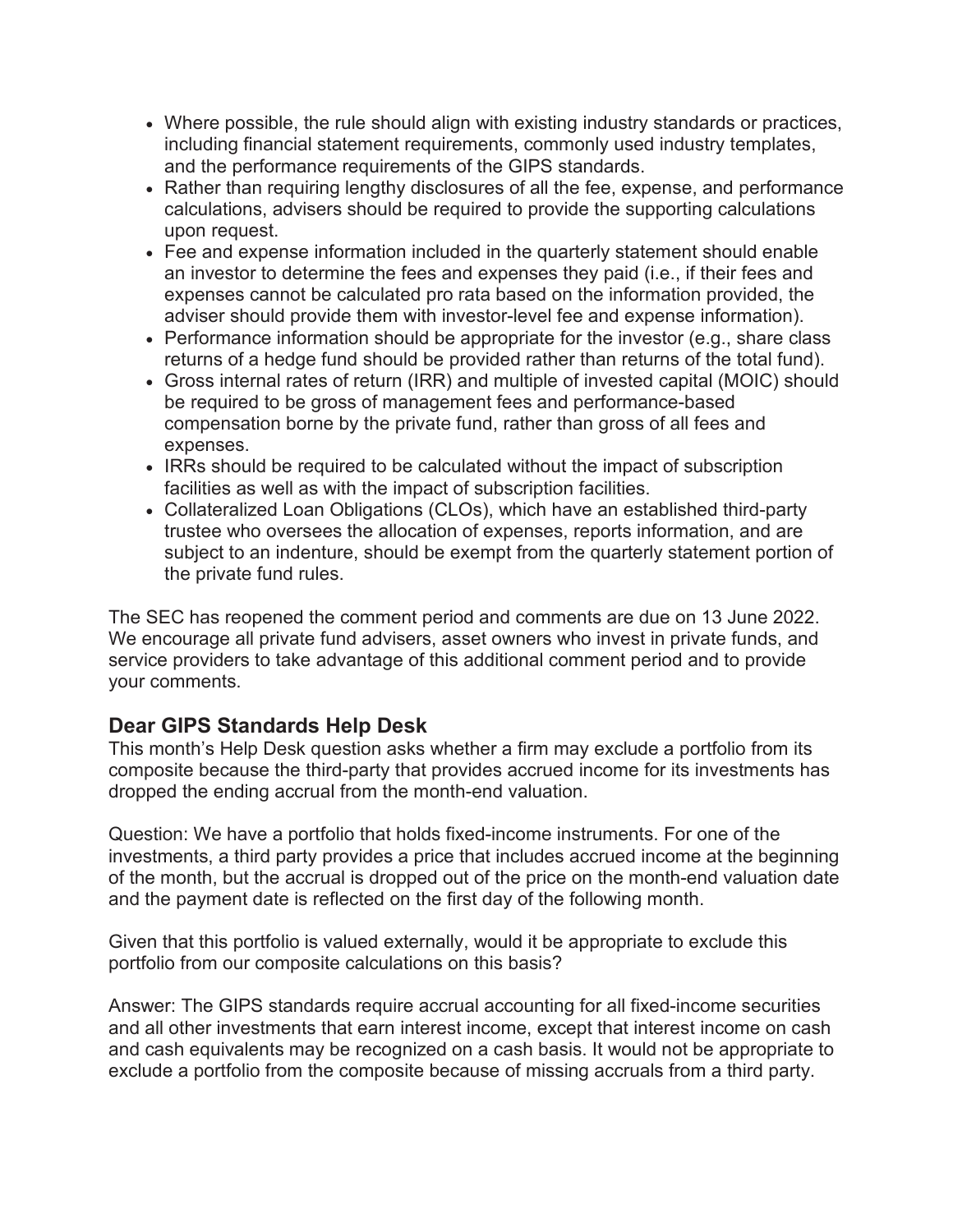- Where possible, the rule should align with existing industry standards or practices, including financial statement requirements, commonly used industry templates, and the performance requirements of the GIPS standards.
- Rather than requiring lengthy disclosures of all the fee, expense, and performance calculations, advisers should be required to provide the supporting calculations upon request.
- Fee and expense information included in the quarterly statement should enable an investor to determine the fees and expenses they paid (i.e., if their fees and expenses cannot be calculated pro rata based on the information provided, the adviser should provide them with investor-level fee and expense information).
- Performance information should be appropriate for the investor (e.g., share class returns of a hedge fund should be provided rather than returns of the total fund).
- Gross internal rates of return (IRR) and multiple of invested capital (MOIC) should be required to be gross of management fees and performance-based compensation borne by the private fund, rather than gross of all fees and expenses.
- IRRs should be required to be calculated without the impact of subscription facilities as well as with the impact of subscription facilities.
- Collateralized Loan Obligations (CLOs), which have an established third-party trustee who oversees the allocation of expenses, reports information, and are subject to an indenture, should be exempt from the quarterly statement portion of the private fund rules.

The SEC has reopened the comment period and comments are due on 13 June 2022. We encourage all private fund advisers, asset owners who invest in private funds, and service providers to take advantage of this additional comment period and to provide your comments.

## Dear GIPS Standards Help Desk

This month's Help Desk question asks whether a firm may exclude a portfolio from its composite because the third-party that provides accrued income for its investments has dropped the ending accrual from the month-end valuation.

Question: We have a portfolio that holds fixed-income instruments. For one of the investments, a third party provides a price that includes accrued income at the beginning of the month, but the accrual is dropped out of the price on the month-end valuation date and the payment date is reflected on the first day of the following month.

Given that this portfolio is valued externally, would it be appropriate to exclude this portfolio from our composite calculations on this basis?

Answer: The GIPS standards require accrual accounting for all fixed-income securities and all other investments that earn interest income, except that interest income on cash and cash equivalents may be recognized on a cash basis. It would not be appropriate to exclude a portfolio from the composite because of missing accruals from a third party.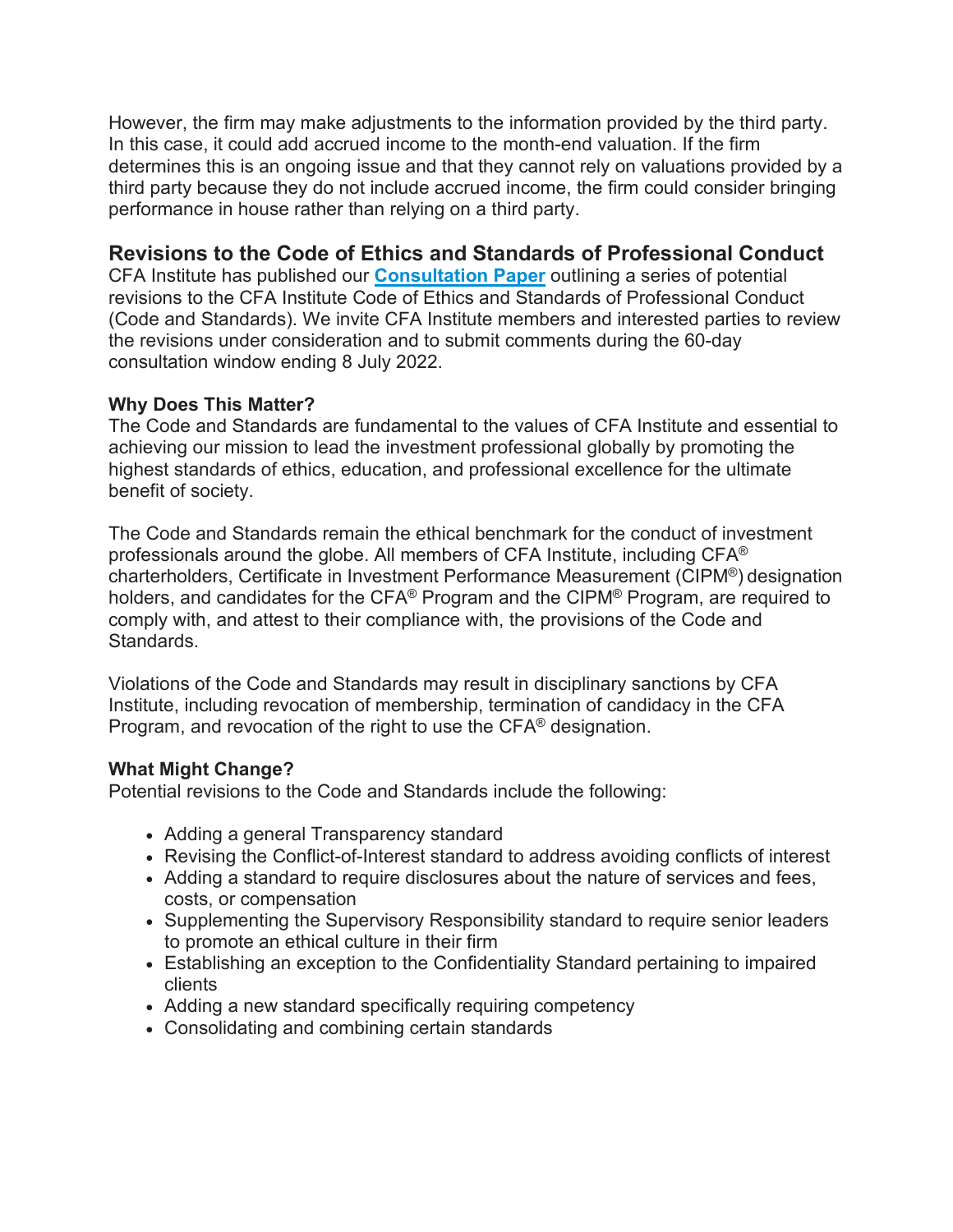However, the firm may make adjustments to the information provided by the third party. In this case, it could add accrued income to the month-end valuation. If the firm determines this is an ongoing issue and that they cannot rely on valuations provided by a third party because they do not include accrued income, the firm could consider bringing performance in house rather than relying on a third party.

## Revisions to the Code of Ethics and Standards of Professional Conduct

CFA Institute has published our **Consultation Paper** outlining a series of potential revisions to the CFA Institute Code of Ethics and Standards of Professional Conduct (Code and Standards). We invite CFA Institute members and interested parties to review the revisions under consideration and to submit comments during the 60-day consultation window ending 8 July 2022.

### Why Does This Matter?

The Code and Standards are fundamental to the values of CFA Institute and essential to achieving our mission to lead the investment professional globally by promoting the highest standards of ethics, education, and professional excellence for the ultimate benefit of society.

The Code and Standards remain the ethical benchmark for the conduct of investment professionals around the globe. All members of CFA Institute, including CFA® charterholders, Certificate in Investment Performance Measurement (CIPM®) designation holders, and candidates for the CFA® Program and the CIPM® Program, are required to comply with, and attest to their compliance with, the provisions of the Code and Standards.

Violations of the Code and Standards may result in disciplinary sanctions by CFA Institute, including revocation of membership, termination of candidacy in the CFA Program, and revocation of the right to use the CFA® designation.

### What Might Change?

Potential revisions to the Code and Standards include the following:

- Adding a general Transparency standard
- Revising the Conflict-of-Interest standard to address avoiding conflicts of interest
- Adding a standard to require disclosures about the nature of services and fees, costs, or compensation
- Supplementing the Supervisory Responsibility standard to require senior leaders to promote an ethical culture in their firm
- Establishing an exception to the Confidentiality Standard pertaining to impaired clients
- Adding a new standard specifically requiring competency
- Consolidating and combining certain standards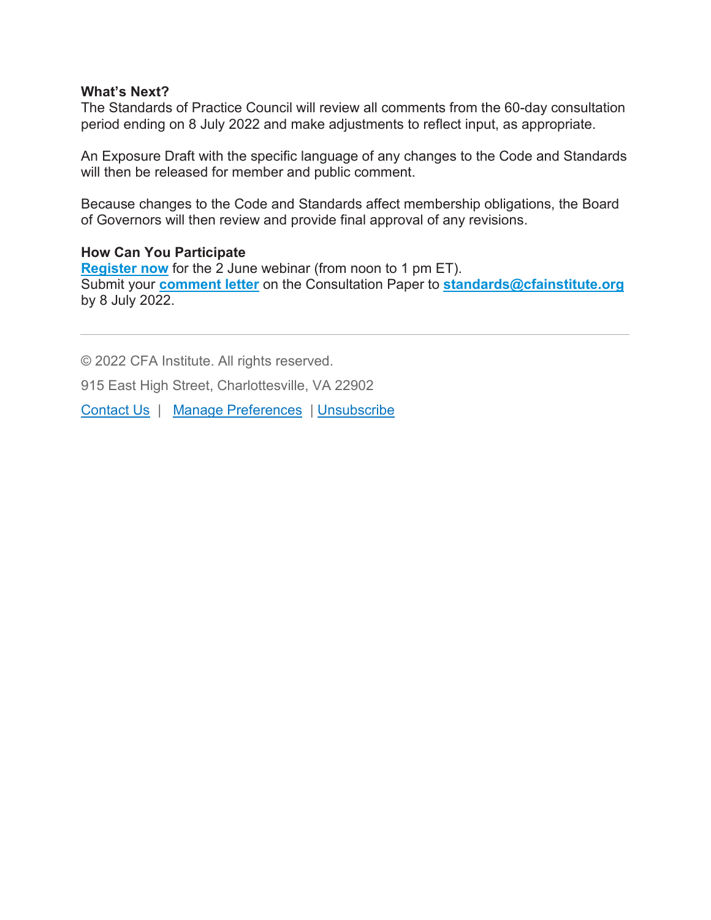**What's Next?**
The Standards of Practice Council will review all comments from the 60-day consultation period ending on 8 July 2022 and make adjustments to reflect input, as appropriate.

An Exposure Draft with the specific language of any changes to the Code and Standards will then be released for member and public comment.

Because changes to the Code and Standards affect membership obligations, the Board of Governors will then review and provide final approval of any revisions.

**How Can You Participate**
**Register now** for the 2 June webinar (from noon to 1 pm ET).
Submit your **comment letter** on the Consultation Paper to **standards@cfainstitute.org** by 8 July 2022.

---

© 2022 CFA Institute. All rights reserved.

915 East High Street, Charlottesville, VA 22902

Contact Us | Manage Preferences | Unsubscribe